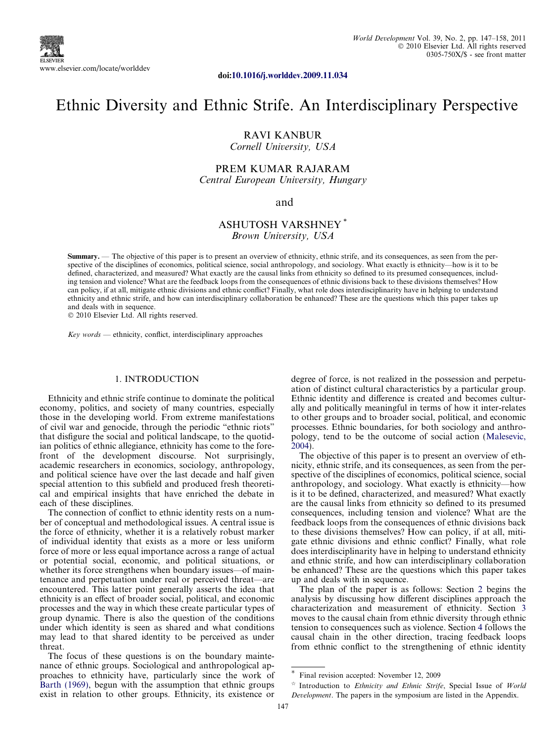doi:10.1016/j.worlddev.2009.11.034

# Ethnic Diversity and Ethnic Strife. An Interdisciplinary Perspective

RAVI KANBUR
*Cornell University, USA*

PREM KUMAR RAJARAM
*Central European University, Hungary*

and

ASHUTOSH VARSHNEY [*]
*Brown University, USA*

**Summary.** — The objective of this paper is to present an overview of ethnicity, ethnic strife, and its consequences, as seen from the perspective of the disciplines of economics, political science, social anthropology, and sociology. What exactly is ethnicity—how is it to be defined, characterized, and measured? What exactly are the causal links from ethnicity so defined to its presumed consequences, including tension and violence? What are the feedback loops from the consequences of ethnic divisions back to these divisions themselves? How can policy, if at all, mitigate ethnic divisions and ethnic conflict? Finally, what role does interdisciplinarity have in helping to understand ethnicity and ethnic strife, and how can interdisciplinary collaboration be enhanced? These are the questions which this paper takes up and deals with in sequence.
© 2010 Elsevier Ltd. All rights reserved.

*Key words* — ethnicity, conflict, interdisciplinary approaches

## 1. INTRODUCTION

Ethnicity and ethnic strife continue to dominate the political economy, politics, and society of many countries, especially those in the developing world. From extreme manifestations of civil war and genocide, through the periodic "ethnic riots" that disfigure the social and political landscape, to the quotidian politics of ethnic allegiance, ethnicity has come to the forefront of the development discourse. Not surprisingly, academic researchers in economics, sociology, anthropology, and political science have over the last decade and half given special attention to this subfield and produced fresh theoretical and empirical insights that have enriched the debate in each of these disciplines.

The connection of conflict to ethnic identity rests on a number of conceptual and methodological issues. A central issue is the force of ethnicity, whether it is a relatively robust marker of individual identity that exists as a more or less uniform force of more or less equal importance across a range of actual or potential social, economic, and political situations, or whether its force strengthens when boundary issues—of maintenance and perpetuation under real or perceived threat—are encountered. This latter point generally asserts the idea that ethnicity is an effect of broader social, political, and economic processes and the way in which these create particular types of group dynamic. There is also the question of the conditions under which identity is seen as shared and what conditions may lead to that shared identity to be perceived as under threat.

The focus of these questions is on the boundary maintenance of ethnic groups. Sociological and anthropological approaches to ethnicity have, particularly since the work of Barth (1969), begun with the assumption that ethnic groups exist in relation to other groups. Ethnicity, its existence or degree of force, is not realized in the possession and perpetuation of distinct cultural characteristics by a particular group. Ethnic identity and difference is created and becomes culturally and politically meaningful in terms of how it inter-relates to other groups and to broader social, political, and economic processes. Ethnic boundaries, for both sociology and anthropology, tend to be the outcome of social action (Malesevic, 2004).

The objective of this paper is to present an overview of ethnicity, ethnic strife, and its consequences, as seen from the perspective of the disciplines of economics, political science, social anthropology, and sociology. What exactly is ethnicity—how is it to be defined, characterized, and measured? What exactly are the causal links from ethnicity so defined to its presumed consequences, including tension and violence? What are the feedback loops from the consequences of ethnic divisions back to these divisions themselves? How can policy, if at all, mitigate ethnic divisions and ethnic conflict? Finally, what role does interdisciplinarity have in helping to understand ethnicity and ethnic strife, and how can interdisciplinary collaboration be enhanced? These are the questions which this paper takes up and deals with in sequence.

The plan of the paper is as follows: Section 2 begins the analysis by discussing how different disciplines approach the characterization and measurement of ethnicity. Section 3 moves to the causal chain from ethnic diversity through ethnic tension to consequences such as violence. Section 4 follows the causal chain in the other direction, tracing feedback loops from ethnic conflict to the strengthening of ethnic identity

---

[*] Final revision accepted: November 12, 2009

[☆] Introduction to *Ethnicity and Ethnic Strife*, Special Issue of *World Development*. The papers in the symposium are listed in the Appendix.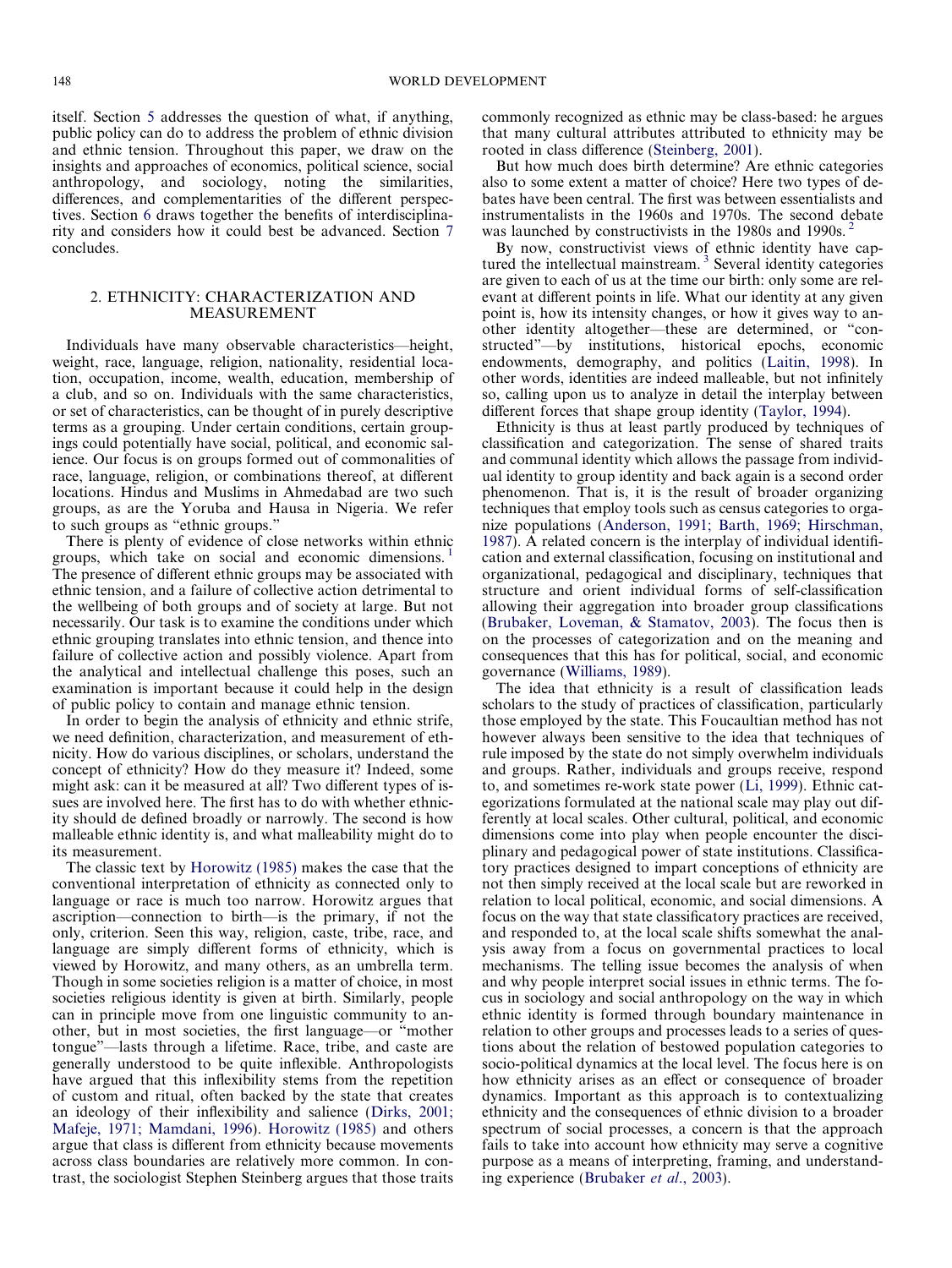itself. Section 5 addresses the question of what, if anything, public policy can do to address the problem of ethnic division and ethnic tension. Throughout this paper, we draw on the insights and approaches of economics, political science, social anthropology, and sociology, noting the similarities, differences, and complementarities of the different perspectives. Section 6 draws together the benefits of interdisciplinarity and considers how it could best be advanced. Section 7 concludes.

## 2. ETHNICITY: CHARACTERIZATION AND MEASUREMENT

Individuals have many observable characteristics—height, weight, race, language, religion, nationality, residential location, occupation, income, wealth, education, membership of a club, and so on. Individuals with the same characteristics, or set of characteristics, can be thought of in purely descriptive terms as a grouping. Under certain conditions, certain groupings could potentially have social, political, and economic salience. Our focus is on groups formed out of commonalities of race, language, religion, or combinations thereof, at different locations. Hindus and Muslims in Ahmedabad are two such groups, as are the Yoruba and Hausa in Nigeria. We refer to such groups as "ethnic groups."

There is plenty of evidence of close networks within ethnic groups, which take on social and economic dimensions.[1] The presence of different ethnic groups may be associated with ethnic tension, and a failure of collective action detrimental to the wellbeing of both groups and of society at large. But not necessarily. Our task is to examine the conditions under which ethnic grouping translates into ethnic tension, and thence into failure of collective action and possibly violence. Apart from the analytical and intellectual challenge this poses, such an examination is important because it could help in the design of public policy to contain and manage ethnic tension.

In order to begin the analysis of ethnicity and ethnic strife, we need definition, characterization, and measurement of ethnicity. How do various disciplines, or scholars, understand the concept of ethnicity? How do they measure it? Indeed, some might ask: can it be measured at all? Two different types of issues are involved here. The first has to do with whether ethnicity should de defined broadly or narrowly. The second is how malleable ethnic identity is, and what malleability might do to its measurement.

The classic text by Horowitz (1985) makes the case that the conventional interpretation of ethnicity as connected only to language or race is much too narrow. Horowitz argues that ascription—connection to birth—is the primary, if not the only, criterion. Seen this way, religion, caste, tribe, race, and language are simply different forms of ethnicity, which is viewed by Horowitz, and many others, as an umbrella term. Though in some societies religion is a matter of choice, in most societies religious identity is given at birth. Similarly, people can in principle move from one linguistic community to another, but in most societies, the first language—or "mother tongue"—lasts through a lifetime. Race, tribe, and caste are generally understood to be quite inflexible. Anthropologists have argued that this inflexibility stems from the repetition of custom and ritual, often backed by the state that creates an ideology of their inflexibility and salience (Dirks, 2001; Mafeje, 1971; Mamdani, 1996). Horowitz (1985) and others argue that class is different from ethnicity because movements across class boundaries are relatively more common. In contrast, the sociologist Stephen Steinberg argues that those traits commonly recognized as ethnic may be class-based: he argues that many cultural attributes attributed to ethnicity may be rooted in class difference (Steinberg, 2001).

But how much does birth determine? Are ethnic categories also to some extent a matter of choice? Here two types of debates have been central. The first was between essentialists and instrumentalists in the 1960s and 1970s. The second debate was launched by constructivists in the 1980s and 1990s.[2]

By now, constructivist views of ethnic identity have captured the intellectual mainstream.[3] Several identity categories are given to each of us at the time our birth: only some are relevant at different points in life. What our identity at any given point is, how its intensity changes, or how it gives way to another identity altogether—these are determined, or "constructed"—by institutions, historical epochs, economic endowments, demography, and politics (Laitin, 1998). In other words, identities are indeed malleable, but not infinitely so, calling upon us to analyze in detail the interplay between different forces that shape group identity (Taylor, 1994).

Ethnicity is thus at least partly produced by techniques of classification and categorization. The sense of shared traits and communal identity which allows the passage from individual identity to group identity and back again is a second order phenomenon. That is, it is the result of broader organizing techniques that employ tools such as census categories to organize populations (Anderson, 1991; Barth, 1969; Hirschman, 1987). A related concern is the interplay of individual identification and external classification, focusing on institutional and organizational, pedagogical and disciplinary, techniques that structure and orient individual forms of self-classification allowing their aggregation into broader group classifications (Brubaker, Loveman, & Stamatov, 2003). The focus then is on the processes of categorization and on the meaning and consequences that this has for political, social, and economic governance (Williams, 1989).

The idea that ethnicity is a result of classification leads scholars to the study of practices of classification, particularly those employed by the state. This Foucaultian method has not however always been sensitive to the idea that techniques of rule imposed by the state do not simply overwhelm individuals and groups. Rather, individuals and groups receive, respond to, and sometimes re-work state power (Li, 1999). Ethnic categorizations formulated at the national scale may play out differently at local scales. Other cultural, political, and economic dimensions come into play when people encounter the disciplinary and pedagogical power of state institutions. Classificatory practices designed to impart conceptions of ethnicity are not then simply received at the local scale but are reworked in relation to local political, economic, and social dimensions. A focus on the way that state classificatory practices are received, and responded to, at the local scale shifts somewhat the analysis away from a focus on governmental practices to local mechanisms. The telling issue becomes the analysis of when and why people interpret social issues in ethnic terms. The focus in sociology and social anthropology on the way in which ethnic identity is formed through boundary maintenance in relation to other groups and processes leads to a series of questions about the relation of bestowed population categories to socio-political dynamics at the local level. The focus here is on how ethnicity arises as an effect or consequence of broader dynamics. Important as this approach is to contextualizing ethnicity and the consequences of ethnic division to a broader spectrum of social processes, a concern is that the approach fails to take into account how ethnicity may serve a cognitive purpose as a means of interpreting, framing, and understanding experience (Brubaker *et al.*, 2003).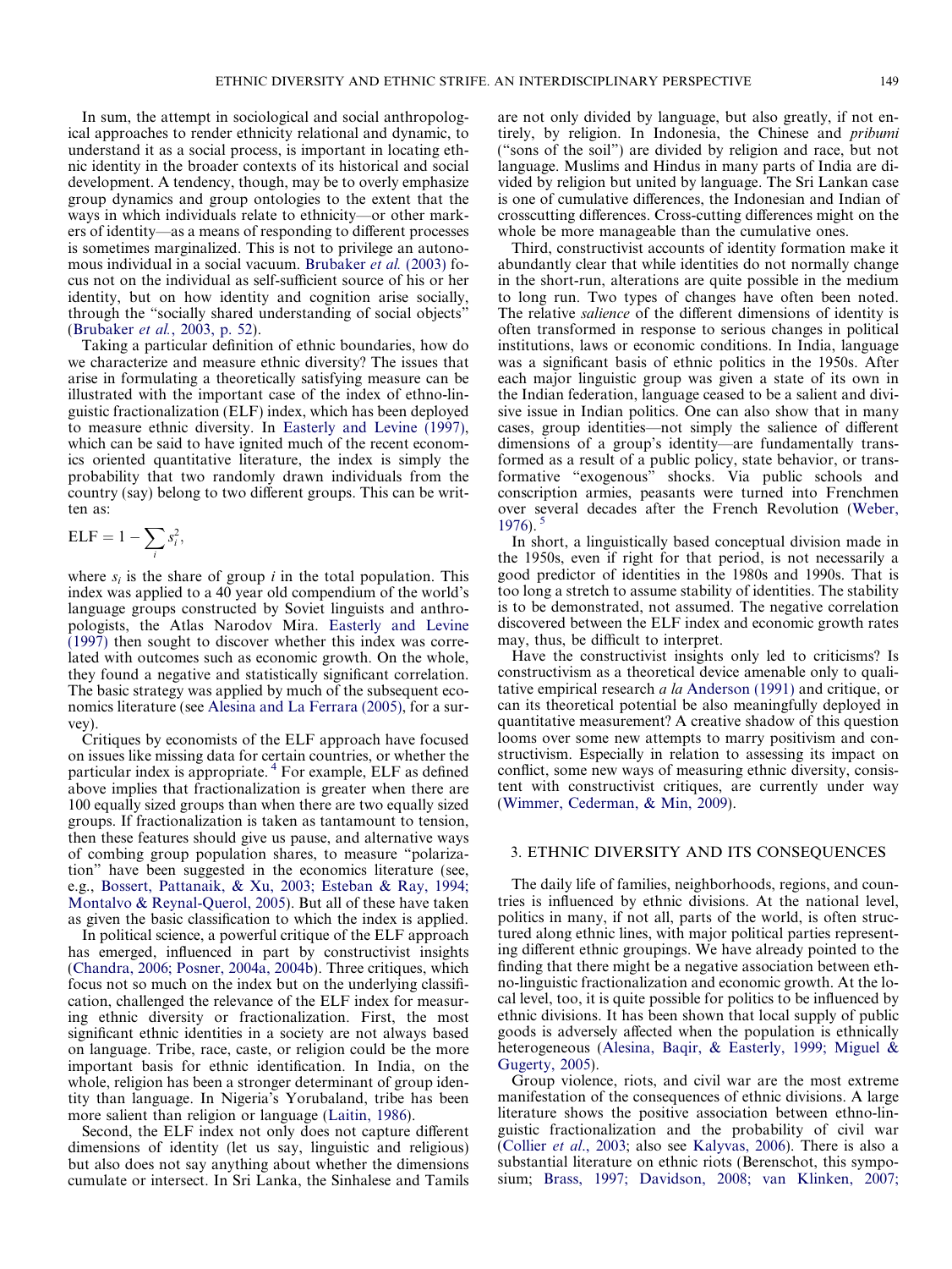In sum, the attempt in sociological and social anthropological approaches to render ethnicity relational and dynamic, to understand it as a social process, is important in locating ethnic identity in the broader contexts of its historical and social development. A tendency, though, may be to overly emphasize group dynamics and group ontologies to the extent that the ways in which individuals relate to ethnicity—or other markers of identity—as a means of responding to different processes is sometimes marginalized. This is not to privilege an autonomous individual in a social vacuum. Brubaker *et al.* (2003) focus not on the individual as self-sufficient source of his or her identity, but on how identity and cognition arise socially, through the "socially shared understanding of social objects" (Brubaker *et al.*, 2003, p. 52).

Taking a particular definition of ethnic boundaries, how do we characterize and measure ethnic diversity? The issues that arise in formulating a theoretically satisfying measure can be illustrated with the important case of the index of ethno-linguistic fractionalization (ELF) index, which has been deployed to measure ethnic diversity. In Easterly and Levine (1997), which can be said to have ignited much of the recent economics oriented quantitative literature, the index is simply the probability that two randomly drawn individuals from the country (say) belong to two different groups. This can be written as:

$$\mathrm{ELF} = 1 - \sum_i s_i^2,$$

where $s_i$ is the share of group $i$ in the total population. This index was applied to a 40 year old compendium of the world's language groups constructed by Soviet linguists and anthropologists, the Atlas Narodov Mira. Easterly and Levine (1997) then sought to discover whether this index was correlated with outcomes such as economic growth. On the whole, they found a negative and statistically significant correlation. The basic strategy was applied by much of the subsequent economics literature (see Alesina and La Ferrara (2005), for a survey).

Critiques by economists of the ELF approach have focused on issues like missing data for certain countries, or whether the particular index is appropriate.[4] For example, ELF as defined above implies that fractionalization is greater when there are 100 equally sized groups than when there are two equally sized groups. If fractionalization is taken as tantamount to tension, then these features should give us pause, and alternative ways of combing group population shares, to measure "polarization" have been suggested in the economics literature (see, e.g., Bossert, Pattanaik, & Xu, 2003; Esteban & Ray, 1994; Montalvo & Reynal-Querol, 2005). But all of these have taken as given the basic classification to which the index is applied.

In political science, a powerful critique of the ELF approach has emerged, influenced in part by constructivist insights (Chandra, 2006; Posner, 2004a, 2004b). Three critiques, which focus not so much on the index but on the underlying classification, challenged the relevance of the ELF index for measuring ethnic diversity or fractionalization. First, the most significant ethnic identities in a society are not always based on language. Tribe, race, caste, or religion could be the more important basis for ethnic identification. In India, on the whole, religion has been a stronger determinant of group identity than language. In Nigeria's Yorubaland, tribe has been more salient than religion or language (Laitin, 1986).

Second, the ELF index not only does not capture different dimensions of identity (let us say, linguistic and religious) but also does not say anything about whether the dimensions cumulate or intersect. In Sri Lanka, the Sinhalese and Tamils are not only divided by language, but also greatly, if not entirely, by religion. In Indonesia, the Chinese and *pribumi* ("sons of the soil") are divided by religion and race, but not language. Muslims and Hindus in many parts of India are divided by religion but united by language. The Sri Lankan case is one of cumulative differences, the Indonesian and Indian of crosscutting differences. Cross-cutting differences might on the whole be more manageable than the cumulative ones.

Third, constructivist accounts of identity formation make it abundantly clear that while identities do not normally change in the short-run, alterations are quite possible in the medium to long run. Two types of changes have often been noted. The relative *salience* of the different dimensions of identity is often transformed in response to serious changes in political institutions, laws or economic conditions. In India, language was a significant basis of ethnic politics in the 1950s. After each major linguistic group was given a state of its own in the Indian federation, language ceased to be a salient and divisive issue in Indian politics. One can also show that in many cases, group identities—not simply the salience of different dimensions of a group's identity—are fundamentally transformed as a result of a public policy, state behavior, or transformative "exogenous" shocks. Via public schools and conscription armies, peasants were turned into Frenchmen over several decades after the French Revolution (Weber, 1976).[5]

In short, a linguistically based conceptual division made in the 1950s, even if right for that period, is not necessarily a good predictor of identities in the 1980s and 1990s. That is too long a stretch to assume stability of identities. The stability is to be demonstrated, not assumed. The negative correlation discovered between the ELF index and economic growth rates may, thus, be difficult to interpret.

Have the constructivist insights only led to criticisms? Is constructivism as a theoretical device amenable only to qualitative empirical research *a la* Anderson (1991) and critique, or can its theoretical potential be also meaningfully deployed in quantitative measurement? A creative shadow of this question looms over some new attempts to marry positivism and constructivism. Especially in relation to assessing its impact on conflict, some new ways of measuring ethnic diversity, consistent with constructivist critiques, are currently under way (Wimmer, Cederman, & Min, 2009).

## 3. ETHNIC DIVERSITY AND ITS CONSEQUENCES

The daily life of families, neighborhoods, regions, and countries is influenced by ethnic divisions. At the national level, politics in many, if not all, parts of the world, is often structured along ethnic lines, with major political parties representing different ethnic groupings. We have already pointed to the finding that there might be a negative association between ethno-linguistic fractionalization and economic growth. At the local level, too, it is quite possible for politics to be influenced by ethnic divisions. It has been shown that local supply of public goods is adversely affected when the population is ethnically heterogeneous (Alesina, Baqir, & Easterly, 1999; Miguel & Gugerty, 2005).

Group violence, riots, and civil war are the most extreme manifestation of the consequences of ethnic divisions. A large literature shows the positive association between ethno-linguistic fractionalization and the probability of civil war (Collier *et al.*, 2003; also see Kalyvas, 2006). There is also a substantial literature on ethnic riots (Berenschot, this symposium; Brass, 1997; Davidson, 2008; van Klinken, 2007;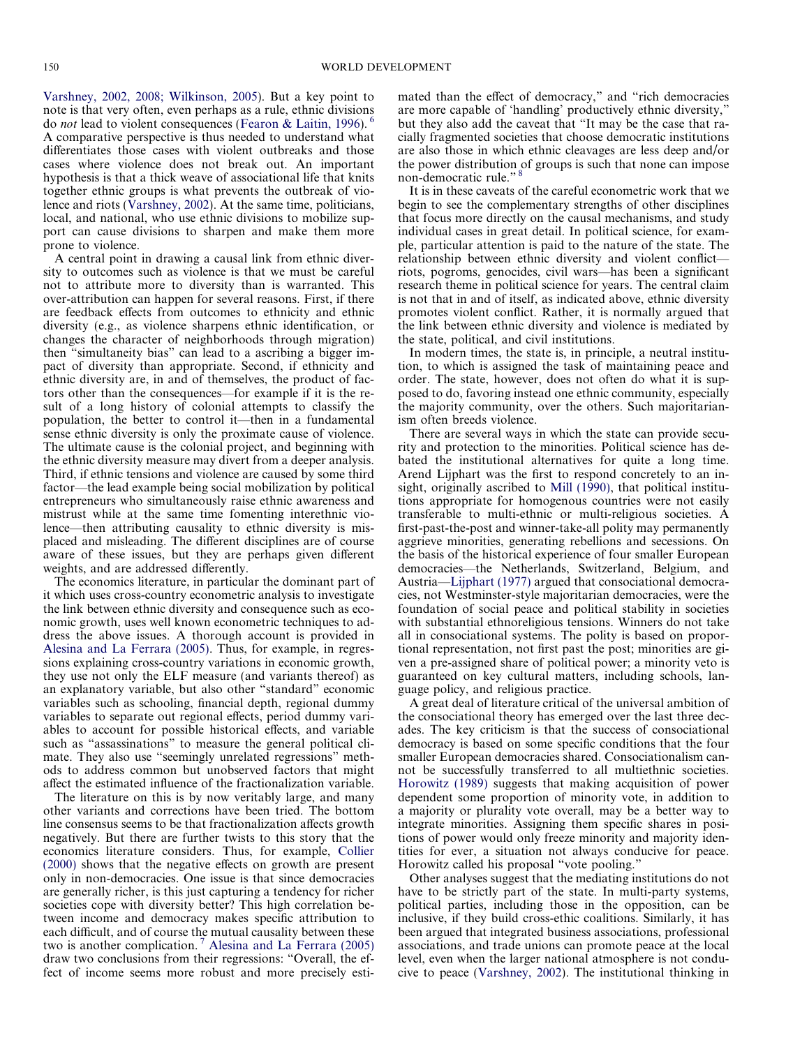Varshney, 2002, 2008; Wilkinson, 2005). But a key point to note is that very often, even perhaps as a rule, ethnic divisions do *not* lead to violent consequences (Fearon & Laitin, 1996).[6] A comparative perspective is thus needed to understand what differentiates those cases with violent outbreaks and those cases where violence does not break out. An important hypothesis is that a thick weave of associational life that knits together ethnic groups is what prevents the outbreak of violence and riots (Varshney, 2002). At the same time, politicians, local, and national, who use ethnic divisions to mobilize support can cause divisions to sharpen and make them more prone to violence.

A central point in drawing a causal link from ethnic diversity to outcomes such as violence is that we must be careful not to attribute more to diversity than is warranted. This over-attribution can happen for several reasons. First, if there are feedback effects from outcomes to ethnicity and ethnic diversity (e.g., as violence sharpens ethnic identification, or changes the character of neighborhoods through migration) then "simultaneity bias" can lead to a ascribing a bigger impact of diversity than appropriate. Second, if ethnicity and ethnic diversity are, in and of themselves, the product of factors other than the consequences—for example if it is the result of a long history of colonial attempts to classify the population, the better to control it—then in a fundamental sense ethnic diversity is only the proximate cause of violence. The ultimate cause is the colonial project, and beginning with the ethnic diversity measure may divert from a deeper analysis. Third, if ethnic tensions and violence are caused by some third factor—the lead example being social mobilization by political entrepreneurs who simultaneously raise ethnic awareness and mistrust while at the same time fomenting interethnic violence—then attributing causality to ethnic diversity is misplaced and misleading. The different disciplines are of course aware of these issues, but they are perhaps given different weights, and are addressed differently.

The economics literature, in particular the dominant part of it which uses cross-country econometric analysis to investigate the link between ethnic diversity and consequence such as economic growth, uses well known econometric techniques to address the above issues. A thorough account is provided in Alesina and La Ferrara (2005). Thus, for example, in regressions explaining cross-country variations in economic growth, they use not only the ELF measure (and variants thereof) as an explanatory variable, but also other "standard" economic variables such as schooling, financial depth, regional dummy variables to separate out regional effects, period dummy variables to account for possible historical effects, and variable such as "assassinations" to measure the general political climate. They also use "seemingly unrelated regressions" methods to address common but unobserved factors that might affect the estimated influence of the fractionalization variable.

The literature on this is by now veritably large, and many other variants and corrections have been tried. The bottom line consensus seems to be that fractionalization affects growth negatively. But there are further twists to this story that the economics literature considers. Thus, for example, Collier (2000) shows that the negative effects on growth are present only in non-democracies. One issue is that since democracies are generally richer, is this just capturing a tendency for richer societies cope with diversity better? This high correlation between income and democracy makes specific attribution to each difficult, and of course the mutual causality between these two is another complication.[7] Alesina and La Ferrara (2005) draw two conclusions from their regressions: "Overall, the effect of income seems more robust and more precisely estimated than the effect of democracy," and "rich democracies are more capable of 'handling' productively ethnic diversity," but they also add the caveat that "It may be the case that racially fragmented societies that choose democratic institutions are also those in which ethnic cleavages are less deep and/or the power distribution of groups is such that none can impose non-democratic rule."[8]

It is in these caveats of the careful econometric work that we begin to see the complementary strengths of other disciplines that focus more directly on the causal mechanisms, and study individual cases in great detail. In political science, for example, particular attention is paid to the nature of the state. The relationship between ethnic diversity and violent conflict—riots, pogroms, genocides, civil wars—has been a significant research theme in political science for years. The central claim is not that in and of itself, as indicated above, ethnic diversity promotes violent conflict. Rather, it is normally argued that the link between ethnic diversity and violence is mediated by the state, political, and civil institutions.

In modern times, the state is, in principle, a neutral institution, to which is assigned the task of maintaining peace and order. The state, however, does not often do what it is supposed to do, favoring instead one ethnic community, especially the majority community, over the others. Such majoritarianism often breeds violence.

There are several ways in which the state can provide security and protection to the minorities. Political science has debated the institutional alternatives for quite a long time. Arend Lijphart was the first to respond concretely to an insight, originally ascribed to Mill (1990), that political institutions appropriate for homogenous countries were not easily transferable to multi-ethnic or multi-religious societies. A first-past-the-post and winner-take-all polity may permanently aggrieve minorities, generating rebellions and secessions. On the basis of the historical experience of four smaller European democracies—the Netherlands, Switzerland, Belgium, and Austria—Lijphart (1977) argued that consociational democracies, not Westminster-style majoritarian democracies, were the foundation of social peace and political stability in societies with substantial ethnoreligious tensions. Winners do not take all in consociational systems. The polity is based on proportional representation, not first past the post; minorities are given a pre-assigned share of political power; a minority veto is guaranteed on key cultural matters, including schools, language policy, and religious practice.

A great deal of literature critical of the universal ambition of the consociational theory has emerged over the last three decades. The key criticism is that the success of consociational democracy is based on some specific conditions that the four smaller European democracies shared. Consociationalism cannot be successfully transferred to all multiethnic societies. Horowitz (1989) suggests that making acquisition of power dependent some proportion of minority vote, in addition to a majority or plurality vote overall, may be a better way to integrate minorities. Assigning them specific shares in positions of power would only freeze minority and majority identities for ever, a situation not always conducive for peace. Horowitz called his proposal "vote pooling."

Other analyses suggest that the mediating institutions do not have to be strictly part of the state. In multi-party systems, political parties, including those in the opposition, can be inclusive, if they build cross-ethic coalitions. Similarly, it has been argued that integrated business associations, professional associations, and trade unions can promote peace at the local level, even when the larger national atmosphere is not conducive to peace (Varshney, 2002). The institutional thinking in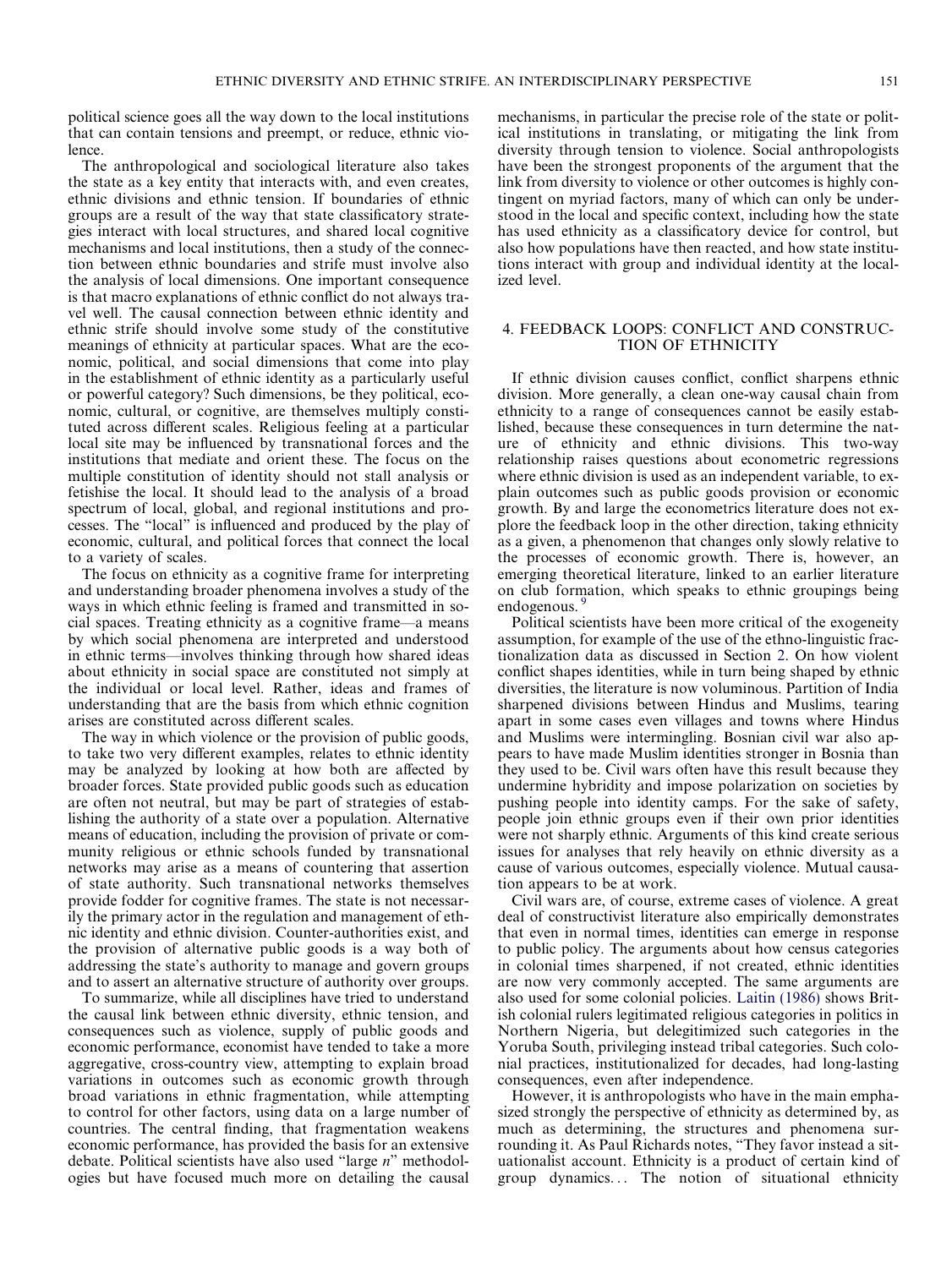political science goes all the way down to the local institutions that can contain tensions and preempt, or reduce, ethnic violence.

The anthropological and sociological literature also takes the state as a key entity that interacts with, and even creates, ethnic divisions and ethnic tension. If boundaries of ethnic groups are a result of the way that state classificatory strategies interact with local structures, and shared local cognitive mechanisms and local institutions, then a study of the connection between ethnic boundaries and strife must involve also the analysis of local dimensions. One important consequence is that macro explanations of ethnic conflict do not always travel well. The causal connection between ethnic identity and ethnic strife should involve some study of the constitutive meanings of ethnicity at particular spaces. What are the economic, political, and social dimensions that come into play in the establishment of ethnic identity as a particularly useful or powerful category? Such dimensions, be they political, economic, cultural, or cognitive, are themselves multiply constituted across different scales. Religious feeling at a particular local site may be influenced by transnational forces and the institutions that mediate and orient these. The focus on the multiple constitution of identity should not stall analysis or fetishise the local. It should lead to the analysis of a broad spectrum of local, global, and regional institutions and processes. The "local" is influenced and produced by the play of economic, cultural, and political forces that connect the local to a variety of scales.

The focus on ethnicity as a cognitive frame for interpreting and understanding broader phenomena involves a study of the ways in which ethnic feeling is framed and transmitted in social spaces. Treating ethnicity as a cognitive frame—a means by which social phenomena are interpreted and understood in ethnic terms—involves thinking through how shared ideas about ethnicity in social space are constituted not simply at the individual or local level. Rather, ideas and frames of understanding that are the basis from which ethnic cognition arises are constituted across different scales.

The way in which violence or the provision of public goods, to take two very different examples, relates to ethnic identity may be analyzed by looking at how both are affected by broader forces. State provided public goods such as education are often not neutral, but may be part of strategies of establishing the authority of a state over a population. Alternative means of education, including the provision of private or community religious or ethnic schools funded by transnational networks may arise as a means of countering that assertion of state authority. Such transnational networks themselves provide fodder for cognitive frames. The state is not necessarily the primary actor in the regulation and management of ethnic identity and ethnic division. Counter-authorities exist, and the provision of alternative public goods is a way both of addressing the state's authority to manage and govern groups and to assert an alternative structure of authority over groups.

To summarize, while all disciplines have tried to understand the causal link between ethnic diversity, ethnic tension, and consequences such as violence, supply of public goods and economic performance, economist have tended to take a more aggregative, cross-country view, attempting to explain broad variations in outcomes such as economic growth through broad variations in ethnic fragmentation, while attempting to control for other factors, using data on a large number of countries. The central finding, that fragmentation weakens economic performance, has provided the basis for an extensive debate. Political scientists have also used "large *n*" methodologies but have focused much more on detailing the causal mechanisms, in particular the precise role of the state or political institutions in translating, or mitigating the link from diversity through tension to violence. Social anthropologists have been the strongest proponents of the argument that the link from diversity to violence or other outcomes is highly contingent on myriad factors, many of which can only be understood in the local and specific context, including how the state has used ethnicity as a classificatory device for control, but also how populations have then reacted, and how state institutions interact with group and individual identity at the localized level.

## 4. FEEDBACK LOOPS: CONFLICT AND CONSTRUCTION OF ETHNICITY

If ethnic division causes conflict, conflict sharpens ethnic division. More generally, a clean one-way causal chain from ethnicity to a range of consequences cannot be easily established, because these consequences in turn determine the nature of ethnicity and ethnic divisions. This two-way relationship raises questions about econometric regressions where ethnic division is used as an independent variable, to explain outcomes such as public goods provision or economic growth. By and large the econometrics literature does not explore the feedback loop in the other direction, taking ethnicity as a given, a phenomenon that changes only slowly relative to the processes of economic growth. There is, however, an emerging theoretical literature, linked to an earlier literature on club formation, which speaks to ethnic groupings being endogenous.[9]

Political scientists have been more critical of the exogeneity assumption, for example of the use of the ethno-linguistic fractionalization data as discussed in Section 2. On how violent conflict shapes identities, while in turn being shaped by ethnic diversities, the literature is now voluminous. Partition of India sharpened divisions between Hindus and Muslims, tearing apart in some cases even villages and towns where Hindus and Muslims were intermingling. Bosnian civil war also appears to have made Muslim identities stronger in Bosnia than they used to be. Civil wars often have this result because they undermine hybridity and impose polarization on societies by pushing people into identity camps. For the sake of safety, people join ethnic groups even if their own prior identities were not sharply ethnic. Arguments of this kind create serious issues for analyses that rely heavily on ethnic diversity as a cause of various outcomes, especially violence. Mutual causation appears to be at work.

Civil wars are, of course, extreme cases of violence. A great deal of constructivist literature also empirically demonstrates that even in normal times, identities can emerge in response to public policy. The arguments about how census categories in colonial times sharpened, if not created, ethnic identities are now very commonly accepted. The same arguments are also used for some colonial policies. Laitin (1986) shows British colonial rulers legitimated religious categories in politics in Northern Nigeria, but delegitimized such categories in the Yoruba South, privileging instead tribal categories. Such colonial practices, institutionalized for decades, had long-lasting consequences, even after independence.

However, it is anthropologists who have in the main emphasized strongly the perspective of ethnicity as determined by, as much as determining, the structures and phenomena surrounding it. As Paul Richards notes, "They favor instead a situationalist account. Ethnicity is a product of certain kind of group dynamics... The notion of situational ethnicity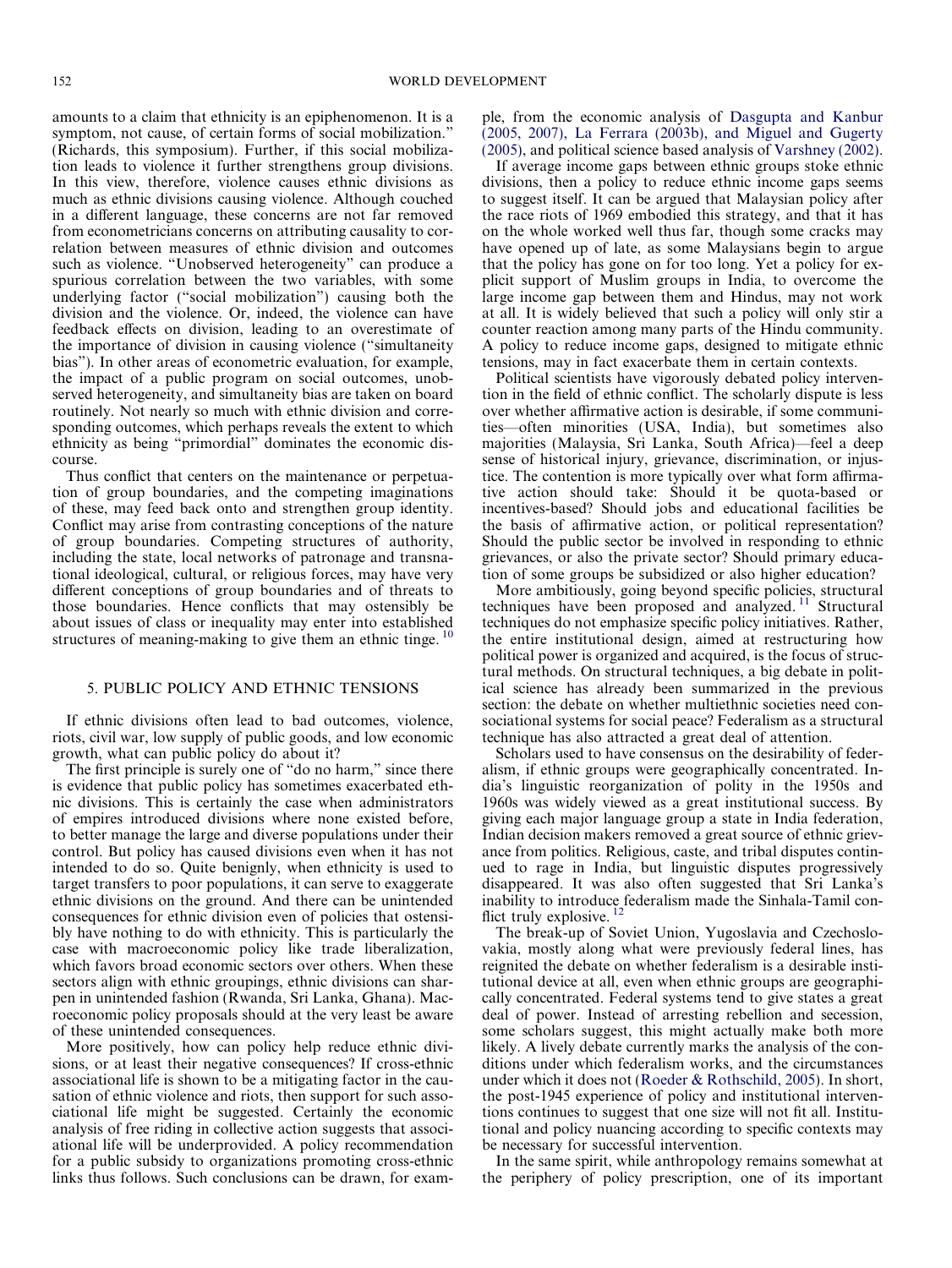amounts to a claim that ethnicity is an epiphenomenon. It is a symptom, not cause, of certain forms of social mobilization." (Richards, this symposium). Further, if this social mobilization leads to violence it further strengthens group divisions. In this view, therefore, violence causes ethnic divisions as much as ethnic divisions causing violence. Although couched in a different language, these concerns are not far removed from econometricians concerns on attributing causality to correlation between measures of ethnic division and outcomes such as violence. "Unobserved heterogeneity" can produce a spurious correlation between the two variables, with some underlying factor ("social mobilization") causing both the division and the violence. Or, indeed, the violence can have feedback effects on division, leading to an overestimate of the importance of division in causing violence ("simultaneity bias"). In other areas of econometric evaluation, for example, the impact of a public program on social outcomes, unobserved heterogeneity, and simultaneity bias are taken on board routinely. Not nearly so much with ethnic division and corresponding outcomes, which perhaps reveals the extent to which ethnicity as being "primordial" dominates the economic discourse.

Thus conflict that centers on the maintenance or perpetuation of group boundaries, and the competing imaginations of these, may feed back onto and strengthen group identity. Conflict may arise from contrasting conceptions of the nature of group boundaries. Competing structures of authority, including the state, local networks of patronage and transnational ideological, cultural, or religious forces, may have very different conceptions of group boundaries and of threats to those boundaries. Hence conflicts that may ostensibly be about issues of class or inequality may enter into established structures of meaning-making to give them an ethnic tinge. [10]

## 5. PUBLIC POLICY AND ETHNIC TENSIONS

If ethnic divisions often lead to bad outcomes, violence, riots, civil war, low supply of public goods, and low economic growth, what can public policy do about it?

The first principle is surely one of "do no harm," since there is evidence that public policy has sometimes exacerbated ethnic divisions. This is certainly the case when administrators of empires introduced divisions where none existed before, to better manage the large and diverse populations under their control. But policy has caused divisions even when it has not intended to do so. Quite benignly, when ethnicity is used to target transfers to poor populations, it can serve to exaggerate ethnic divisions on the ground. And there can be unintended consequences for ethnic division even of policies that ostensibly have nothing to do with ethnicity. This is particularly the case with macroeconomic policy like trade liberalization, which favors broad economic sectors over others. When these sectors align with ethnic groupings, ethnic divisions can sharpen in unintended fashion (Rwanda, Sri Lanka, Ghana). Macroeconomic policy proposals should at the very least be aware of these unintended consequences.

More positively, how can policy help reduce ethnic divisions, or at least their negative consequences? If cross-ethnic associational life is shown to be a mitigating factor in the causation of ethnic violence and riots, then support for such associational life might be suggested. Certainly the economic analysis of free riding in collective action suggests that associational life will be underprovided. A policy recommendation for a public subsidy to organizations promoting cross-ethnic links thus follows. Such conclusions can be drawn, for example, from the economic analysis of Dasgupta and Kanbur (2005, 2007), La Ferrara (2003b), and Miguel and Gugerty (2005), and political science based analysis of Varshney (2002).

If average income gaps between ethnic groups stoke ethnic divisions, then a policy to reduce ethnic income gaps seems to suggest itself. It can be argued that Malaysian policy after the race riots of 1969 embodied this strategy, and that it has on the whole worked well thus far, though some cracks may have opened up of late, as some Malaysians begin to argue that the policy has gone on for too long. Yet a policy for explicit support of Muslim groups in India, to overcome the large income gap between them and Hindus, may not work at all. It is widely believed that such a policy will only stir a counter reaction among many parts of the Hindu community. A policy to reduce income gaps, designed to mitigate ethnic tensions, may in fact exacerbate them in certain contexts.

Political scientists have vigorously debated policy intervention in the field of ethnic conflict. The scholarly dispute is less over whether affirmative action is desirable, if some communities—often minorities (USA, India), but sometimes also majorities (Malaysia, Sri Lanka, South Africa)—feel a deep sense of historical injury, grievance, discrimination, or injustice. The contention is more typically over what form affirmative action should take: Should it be quota-based or incentives-based? Should jobs and educational facilities be the basis of affirmative action, or political representation? Should the public sector be involved in responding to ethnic grievances, or also the private sector? Should primary education of some groups be subsidized or also higher education?

More ambitiously, going beyond specific policies, structural techniques have been proposed and analyzed. [11] Structural techniques do not emphasize specific policy initiatives. Rather, the entire institutional design, aimed at restructuring how political power is organized and acquired, is the focus of structural methods. On structural techniques, a big debate in political science has already been summarized in the previous section: the debate on whether multiethnic societies need consociational systems for social peace? Federalism as a structural technique has also attracted a great deal of attention.

Scholars used to have consensus on the desirability of federalism, if ethnic groups were geographically concentrated. India's linguistic reorganization of polity in the 1950s and 1960s was widely viewed as a great institutional success. By giving each major language group a state in India federation, Indian decision makers removed a great source of ethnic grievance from politics. Religious, caste, and tribal disputes continued to rage in India, but linguistic disputes progressively disappeared. It was also often suggested that Sri Lanka's inability to introduce federalism made the Sinhala-Tamil conflict truly explosive. [12]

The break-up of Soviet Union, Yugoslavia and Czechoslovakia, mostly along what were previously federal lines, has reignited the debate on whether federalism is a desirable institutional device at all, even when ethnic groups are geographically concentrated. Federal systems tend to give states a great deal of power. Instead of arresting rebellion and secession, some scholars suggest, this might actually make both more likely. A lively debate currently marks the analysis of the conditions under which federalism works, and the circumstances under which it does not (Roeder & Rothschild, 2005). In short, the post-1945 experience of policy and institutional interventions continues to suggest that one size will not fit all. Institutional and policy nuancing according to specific contexts may be necessary for successful intervention.

In the same spirit, while anthropology remains somewhat at the periphery of policy prescription, one of its important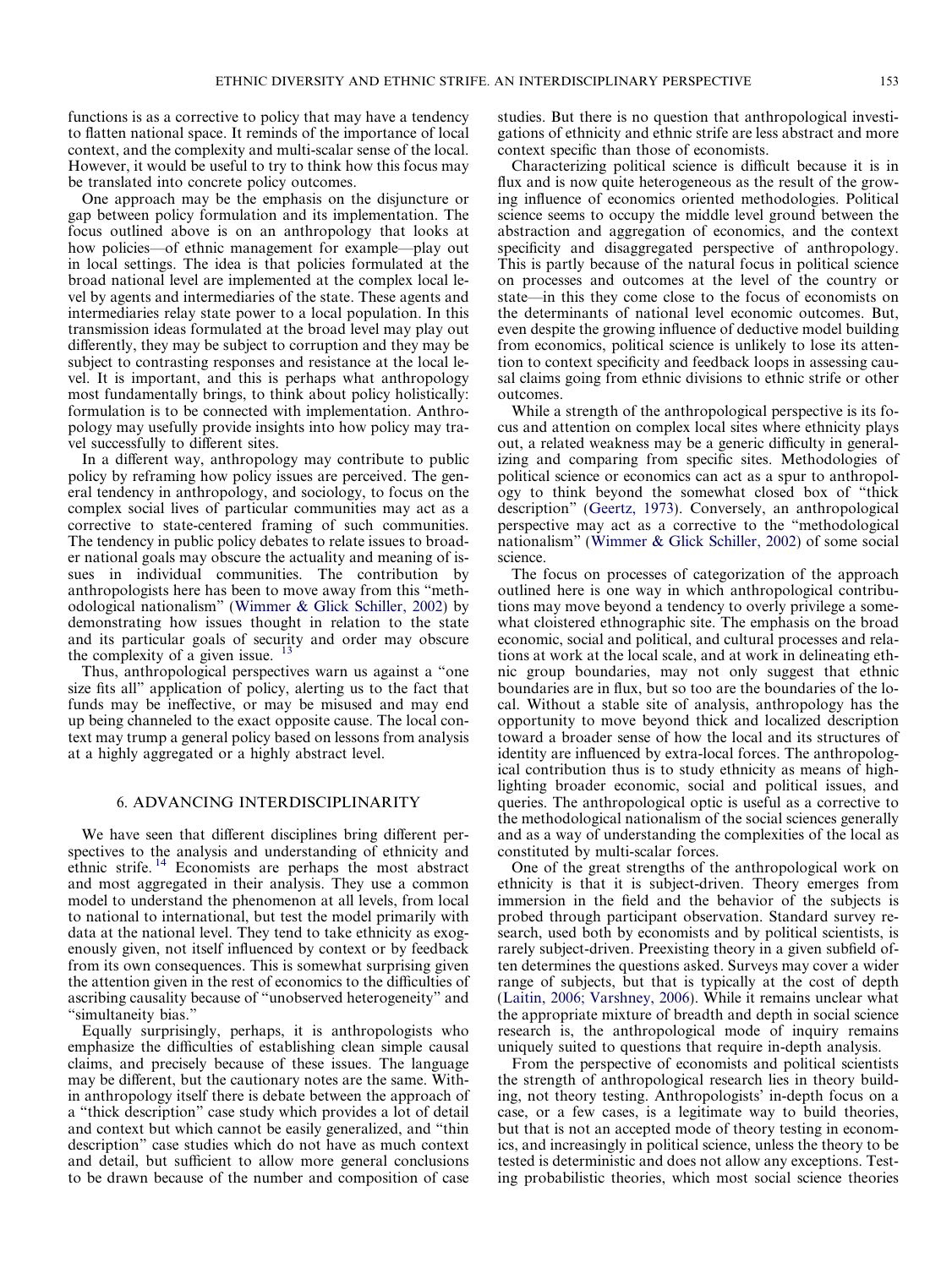functions is as a corrective to policy that may have a tendency to flatten national space. It reminds of the importance of local context, and the complexity and multi-scalar sense of the local. However, it would be useful to try to think how this focus may be translated into concrete policy outcomes.

One approach may be the emphasis on the disjuncture or gap between policy formulation and its implementation. The focus outlined above is on an anthropology that looks at how policies—of ethnic management for example—play out in local settings. The idea is that policies formulated at the broad national level are implemented at the complex local level by agents and intermediaries of the state. These agents and intermediaries relay state power to a local population. In this transmission ideas formulated at the broad level may play out differently, they may be subject to corruption and they may be subject to contrasting responses and resistance at the local level. It is important, and this is perhaps what anthropology most fundamentally brings, to think about policy holistically: formulation is to be connected with implementation. Anthropology may usefully provide insights into how policy may travel successfully to different sites.

In a different way, anthropology may contribute to public policy by reframing how policy issues are perceived. The general tendency in anthropology, and sociology, to focus on the complex social lives of particular communities may act as a corrective to state-centered framing of such communities. The tendency in public policy debates to relate issues to broader national goals may obscure the actuality and meaning of issues in individual communities. The contribution by anthropologists here has been to move away from this "methodological nationalism" (Wimmer & Glick Schiller, 2002) by demonstrating how issues thought in relation to the state and its particular goals of security and order may obscure the complexity of a given issue. [13]

Thus, anthropological perspectives warn us against a "one size fits all" application of policy, alerting us to the fact that funds may be ineffective, or may be misused and may end up being channeled to the exact opposite cause. The local context may trump a general policy based on lessons from analysis at a highly aggregated or a highly abstract level.

## 6. ADVANCING INTERDISCIPLINARITY

We have seen that different disciplines bring different perspectives to the analysis and understanding of ethnicity and ethnic strife. [14] Economists are perhaps the most abstract and most aggregated in their analysis. They use a common model to understand the phenomenon at all levels, from local to national to international, but test the model primarily with data at the national level. They tend to take ethnicity as exogenously given, not itself influenced by context or by feedback from its own consequences. This is somewhat surprising given the attention given in the rest of economics to the difficulties of ascribing causality because of "unobserved heterogeneity" and "simultaneity bias."

Equally surprisingly, perhaps, it is anthropologists who emphasize the difficulties of establishing clean simple causal claims, and precisely because of these issues. The language may be different, but the cautionary notes are the same. Within anthropology itself there is debate between the approach of a "thick description" case study which provides a lot of detail and context but which cannot be easily generalized, and "thin description" case studies which do not have as much context and detail, but sufficient to allow more general conclusions to be drawn because of the number and composition of case studies. But there is no question that anthropological investigations of ethnicity and ethnic strife are less abstract and more context specific than those of economists.

Characterizing political science is difficult because it is in flux and is now quite heterogeneous as the result of the growing influence of economics oriented methodologies. Political science seems to occupy the middle level ground between the abstraction and aggregation of economics, and the context specificity and disaggregated perspective of anthropology. This is partly because of the natural focus in political science on processes and outcomes at the level of the country or state—in this they come close to the focus of economists on the determinants of national level economic outcomes. But, even despite the growing influence of deductive model building from economics, political science is unlikely to lose its attention to context specificity and feedback loops in assessing causal claims going from ethnic divisions to ethnic strife or other outcomes.

While a strength of the anthropological perspective is its focus and attention on complex local sites where ethnicity plays out, a related weakness may be a generic difficulty in generalizing and comparing from specific sites. Methodologies of political science or economics can act as a spur to anthropology to think beyond the somewhat closed box of "thick description" (Geertz, 1973). Conversely, an anthropological perspective may act as a corrective to the "methodological nationalism" (Wimmer & Glick Schiller, 2002) of some social science.

The focus on processes of categorization of the approach outlined here is one way in which anthropological contributions may move beyond a tendency to overly privilege a somewhat cloistered ethnographic site. The emphasis on the broad economic, social and political, and cultural processes and relations at work at the local scale, and at work in delineating ethnic group boundaries, may not only suggest that ethnic boundaries are in flux, but so too are the boundaries of the local. Without a stable site of analysis, anthropology has the opportunity to move beyond thick and localized description toward a broader sense of how the local and its structures of identity are influenced by extra-local forces. The anthropological contribution thus is to study ethnicity as means of highlighting broader economic, social and political issues, and queries. The anthropological optic is useful as a corrective to the methodological nationalism of the social sciences generally and as a way of understanding the complexities of the local as constituted by multi-scalar forces.

One of the great strengths of the anthropological work on ethnicity is that it is subject-driven. Theory emerges from immersion in the field and the behavior of the subjects is probed through participant observation. Standard survey research, used both by economists and by political scientists, is rarely subject-driven. Preexisting theory in a given subfield often determines the questions asked. Surveys may cover a wider range of subjects, but that is typically at the cost of depth (Laitin, 2006; Varshney, 2006). While it remains unclear what the appropriate mixture of breadth and depth in social science research is, the anthropological mode of inquiry remains uniquely suited to questions that require in-depth analysis.

From the perspective of economists and political scientists the strength of anthropological research lies in theory building, not theory testing. Anthropologists' in-depth focus on a case, or a few cases, is a legitimate way to build theories, but that is not an accepted mode of theory testing in economics, and increasingly in political science, unless the theory to be tested is deterministic and does not allow any exceptions. Testing probabilistic theories, which most social science theories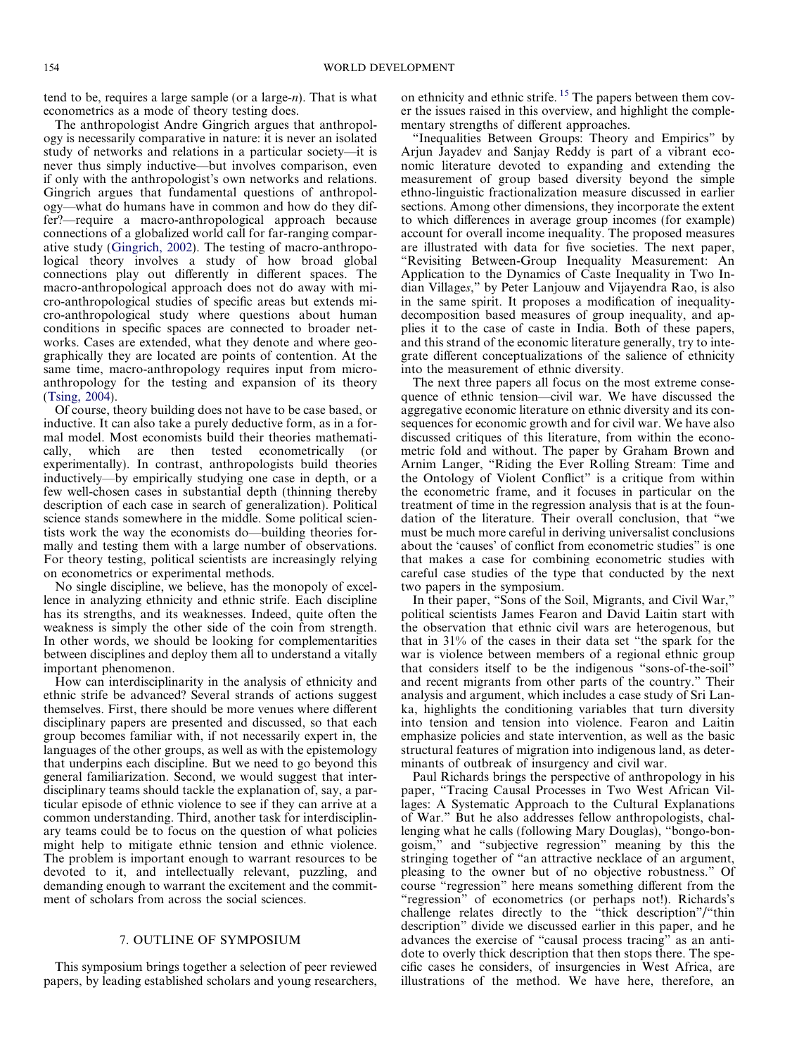tend to be, requires a large sample (or a large-$n$). That is what econometrics as a mode of theory testing does.

The anthropologist Andre Gingrich argues that anthropology is necessarily comparative in nature: it is never an isolated study of networks and relations in a particular society—it is never thus simply inductive—but involves comparison, even if only with the anthropologist's own networks and relations. Gingrich argues that fundamental questions of anthropology—what do humans have in common and how do they differ?—require a macro-anthropological approach because connections of a globalized world call for far-ranging comparative study (Gingrich, 2002). The testing of macro-anthropological theory involves a study of how broad global connections play out differently in different spaces. The macro-anthropological approach does not do away with micro-anthropological studies of specific areas but extends micro-anthropological study where questions about human conditions in specific spaces are connected to broader networks. Cases are extended, what they denote and where geographically they are located are points of contention. At the same time, macro-anthropology requires input from micro-anthropology for the testing and expansion of its theory (Tsing, 2004).

Of course, theory building does not have to be case based, or inductive. It can also take a purely deductive form, as in a formal model. Most economists build their theories mathematically, which are then tested econometrically (or experimentally). In contrast, anthropologists build theories inductively—by empirically studying one case in depth, or a few well-chosen cases in substantial depth (thinning thereby description of each case in search of generalization). Political science stands somewhere in the middle. Some political scientists work the way the economists do—building theories formally and testing them with a large number of observations. For theory testing, political scientists are increasingly relying on econometrics or experimental methods.

No single discipline, we believe, has the monopoly of excellence in analyzing ethnicity and ethnic strife. Each discipline has its strengths, and its weaknesses. Indeed, quite often the weakness is simply the other side of the coin from strength. In other words, we should be looking for complementarities between disciplines and deploy them all to understand a vitally important phenomenon.

How can interdisciplinarity in the analysis of ethnicity and ethnic strife be advanced? Several strands of actions suggest themselves. First, there should be more venues where different disciplinary papers are presented and discussed, so that each group becomes familiar with, if not necessarily expert in, the languages of the other groups, as well as with the epistemology that underpins each discipline. But we need to go beyond this general familiarization. Second, we would suggest that interdisciplinary teams should tackle the explanation of, say, a particular episode of ethnic violence to see if they can arrive at a common understanding. Third, another task for interdisciplinary teams could be to focus on the question of what policies might help to mitigate ethnic tension and ethnic violence. The problem is important enough to warrant resources to be devoted to it, and intellectually relevant, puzzling, and demanding enough to warrant the excitement and the commitment of scholars from across the social sciences.

## 7. OUTLINE OF SYMPOSIUM

This symposium brings together a selection of peer reviewed papers, by leading established scholars and young researchers, on ethnicity and ethnic strife. [15] The papers between them cover the issues raised in this overview, and highlight the complementary strengths of different approaches.

"Inequalities Between Groups: Theory and Empirics" by Arjun Jayadev and Sanjay Reddy is part of a vibrant economic literature devoted to expanding and extending the measurement of group based diversity beyond the simple ethno-linguistic fractionalization measure discussed in earlier sections. Among other dimensions, they incorporate the extent to which differences in average group incomes (for example) account for overall income inequality. The proposed measures are illustrated with data for five societies. The next paper, "Revisiting Between-Group Inequality Measurement: An Application to the Dynamics of Caste Inequality in Two Indian Village*s*," by Peter Lanjouw and Vijayendra Rao, is also in the same spirit. It proposes a modification of inequality-decomposition based measures of group inequality, and applies it to the case of caste in India. Both of these papers, and this strand of the economic literature generally, try to integrate different conceptualizations of the salience of ethnicity into the measurement of ethnic diversity.

The next three papers all focus on the most extreme consequence of ethnic tension—civil war. We have discussed the aggregative economic literature on ethnic diversity and its consequences for economic growth and for civil war. We have also discussed critiques of this literature, from within the econometric fold and without. The paper by Graham Brown and Arnim Langer, "Riding the Ever Rolling Stream: Time and the Ontology of Violent Conflict" is a critique from within the econometric frame, and it focuses in particular on the treatment of time in the regression analysis that is at the foundation of the literature. Their overall conclusion, that "we must be much more careful in deriving universalist conclusions about the 'causes' of conflict from econometric studies" is one that makes a case for combining econometric studies with careful case studies of the type that conducted by the next two papers in the symposium.

In their paper, "Sons of the Soil, Migrants, and Civil War," political scientists James Fearon and David Laitin start with the observation that ethnic civil wars are heterogenous, but that in 31% of the cases in their data set "the spark for the war is violence between members of a regional ethnic group that considers itself to be the indigenous "sons-of-the-soil" and recent migrants from other parts of the country." Their analysis and argument, which includes a case study of Sri Lanka, highlights the conditioning variables that turn diversity into tension and tension into violence. Fearon and Laitin emphasize policies and state intervention, as well as the basic structural features of migration into indigenous land, as determinants of outbreak of insurgency and civil war.

Paul Richards brings the perspective of anthropology in his paper, "Tracing Causal Processes in Two West African Villages: A Systematic Approach to the Cultural Explanations of War." But he also addresses fellow anthropologists, challenging what he calls (following Mary Douglas), "bongo-bongoism," and "subjective regression" meaning by this the stringing together of "an attractive necklace of an argument, pleasing to the owner but of no objective robustness." Of course "regression" here means something different from the "regression" of econometrics (or perhaps not!). Richards's challenge relates directly to the "thick description"/"thin description" divide we discussed earlier in this paper, and he advances the exercise of "causal process tracing" as an antidote to overly thick description that then stops there. The specific cases he considers, of insurgencies in West Africa, are illustrations of the method. We have here, therefore, an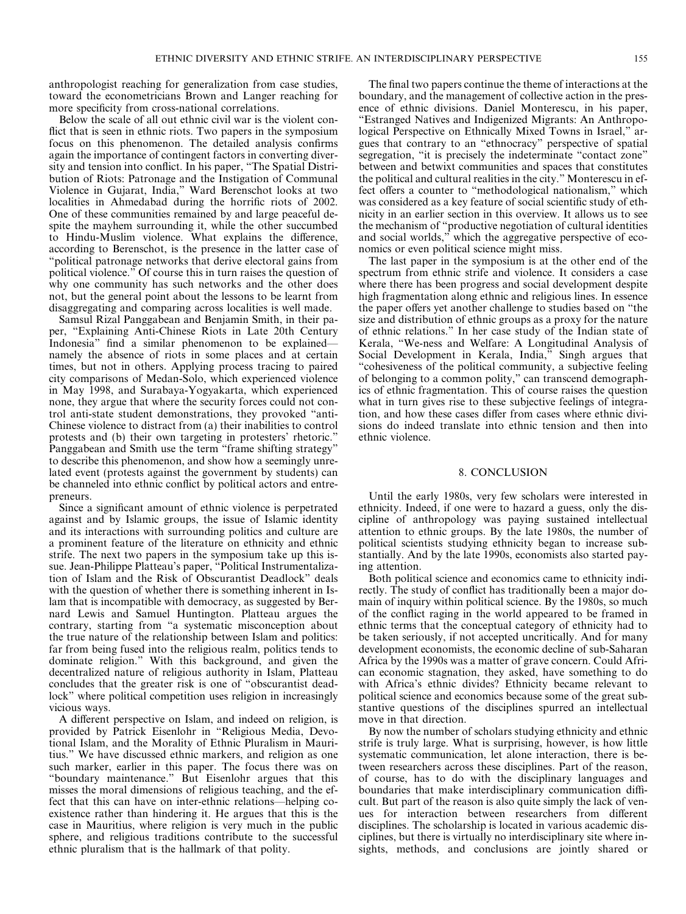anthropologist reaching for generalization from case studies, toward the econometricians Brown and Langer reaching for more specificity from cross-national correlations.

Below the scale of all out ethnic civil war is the violent conflict that is seen in ethnic riots. Two papers in the symposium focus on this phenomenon. The detailed analysis confirms again the importance of contingent factors in converting diversity and tension into conflict. In his paper, "The Spatial Distribution of Riots: Patronage and the Instigation of Communal Violence in Gujarat, India," Ward Berenschot looks at two localities in Ahmedabad during the horrific riots of 2002. One of these communities remained by and large peaceful despite the mayhem surrounding it, while the other succumbed to Hindu-Muslim violence. What explains the difference, according to Berenschot, is the presence in the latter case of "political patronage networks that derive electoral gains from political violence." Of course this in turn raises the question of why one community has such networks and the other does not, but the general point about the lessons to be learnt from disaggregating and comparing across localities is well made.

Samsul Rizal Panggabean and Benjamin Smith, in their paper, "Explaining Anti-Chinese Riots in Late 20th Century Indonesia" find a similar phenomenon to be explained—namely the absence of riots in some places and at certain times, but not in others. Applying process tracing to paired city comparisons of Medan-Solo, which experienced violence in May 1998, and Surabaya-Yogyakarta, which experienced none, they argue that where the security forces could not control anti-state student demonstrations, they provoked "anti-Chinese violence to distract from (a) their inabilities to control protests and (b) their own targeting in protesters' rhetoric." Panggabean and Smith use the term "frame shifting strategy" to describe this phenomenon, and show how a seemingly unrelated event (protests against the government by students) can be channeled into ethnic conflict by political actors and entrepreneurs.

Since a significant amount of ethnic violence is perpetrated against and by Islamic groups, the issue of Islamic identity and its interactions with surrounding politics and culture are a prominent feature of the literature on ethnicity and ethnic strife. The next two papers in the symposium take up this issue. Jean-Philippe Platteau's paper, "Political Instrumentalization of Islam and the Risk of Obscurantist Deadlock" deals with the question of whether there is something inherent in Islam that is incompatible with democracy, as suggested by Bernard Lewis and Samuel Huntington. Platteau argues the contrary, starting from "a systematic misconception about the true nature of the relationship between Islam and politics: far from being fused into the religious realm, politics tends to dominate religion." With this background, and given the decentralized nature of religious authority in Islam, Platteau concludes that the greater risk is one of "obscurantist deadlock" where political competition uses religion in increasingly vicious ways.

A different perspective on Islam, and indeed on religion, is provided by Patrick Eisenlohr in "Religious Media, Devotional Islam, and the Morality of Ethnic Pluralism in Mauritius." We have discussed ethnic markers, and religion as one such marker, earlier in this paper. The focus there was on "boundary maintenance." But Eisenlohr argues that this misses the moral dimensions of religious teaching, and the effect that this can have on inter-ethnic relations—helping coexistence rather than hindering it. He argues that this is the case in Mauritius, where religion is very much in the public sphere, and religious traditions contribute to the successful ethnic pluralism that is the hallmark of that polity.

The final two papers continue the theme of interactions at the boundary, and the management of collective action in the presence of ethnic divisions. Daniel Monterescu, in his paper, "Estranged Natives and Indigenized Migrants: An Anthropological Perspective on Ethnically Mixed Towns in Israel," argues that contrary to an "ethnocracy" perspective of spatial segregation, "it is precisely the indeterminate "contact zone" between and betwixt communities and spaces that constitutes the political and cultural realities in the city." Monterescu in effect offers a counter to "methodological nationalism," which was considered as a key feature of social scientific study of ethnicity in an earlier section in this overview. It allows us to see the mechanism of "productive negotiation of cultural identities and social worlds," which the aggregative perspective of economics or even political science might miss.

The last paper in the symposium is at the other end of the spectrum from ethnic strife and violence. It considers a case where there has been progress and social development despite high fragmentation along ethnic and religious lines. In essence the paper offers yet another challenge to studies based on "the size and distribution of ethnic groups as a proxy for the nature of ethnic relations." In her case study of the Indian state of Kerala, "We-ness and Welfare: A Longitudinal Analysis of Social Development in Kerala, India," Singh argues that "cohesiveness of the political community, a subjective feeling of belonging to a common polity," can transcend demographics of ethnic fragmentation. This of course raises the question what in turn gives rise to these subjective feelings of integration, and how these cases differ from cases where ethnic divisions do indeed translate into ethnic tension and then into ethnic violence.

## 8. CONCLUSION

Until the early 1980s, very few scholars were interested in ethnicity. Indeed, if one were to hazard a guess, only the discipline of anthropology was paying sustained intellectual attention to ethnic groups. By the late 1980s, the number of political scientists studying ethnicity began to increase substantially. And by the late 1990s, economists also started paying attention.

Both political science and economics came to ethnicity indirectly. The study of conflict has traditionally been a major domain of inquiry within political science. By the 1980s, so much of the conflict raging in the world appeared to be framed in ethnic terms that the conceptual category of ethnicity had to be taken seriously, if not accepted uncritically. And for many development economists, the economic decline of sub-Saharan Africa by the 1990s was a matter of grave concern. Could African economic stagnation, they asked, have something to do with Africa's ethnic divides? Ethnicity became relevant to political science and economics because some of the great substantive questions of the disciplines spurred an intellectual move in that direction.

By now the number of scholars studying ethnicity and ethnic strife is truly large. What is surprising, however, is how little systematic communication, let alone interaction, there is between researchers across these disciplines. Part of the reason, of course, has to do with the disciplinary languages and boundaries that make interdisciplinary communication difficult. But part of the reason is also quite simply the lack of venues for interaction between researchers from different disciplines. The scholarship is located in various academic disciplines, but there is virtually no interdisciplinary site where insights, methods, and conclusions are jointly shared or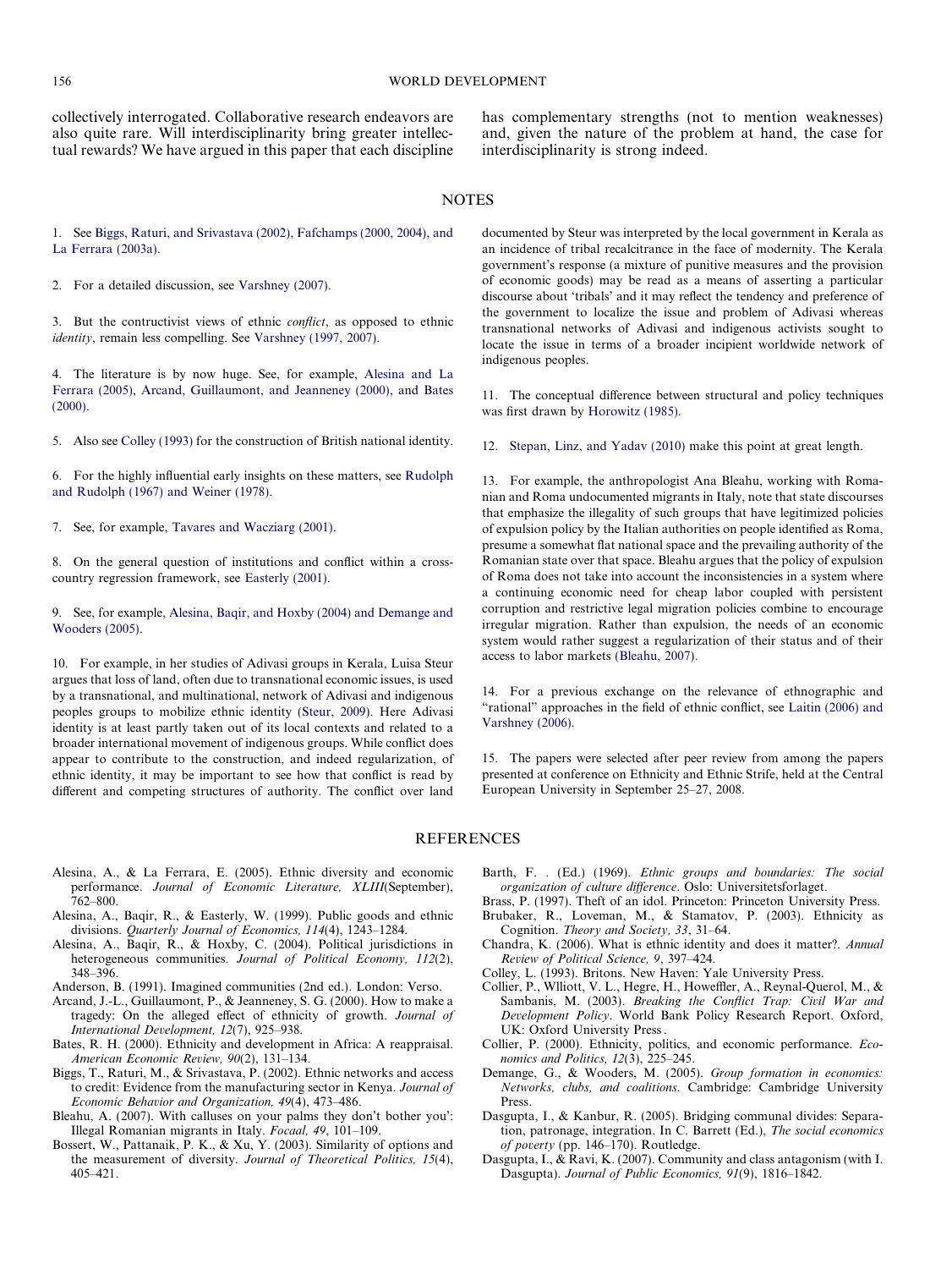collectively interrogated. Collaborative research endeavors are also quite rare. Will interdisciplinarity bring greater intellectual rewards? We have argued in this paper that each discipline has complementary strengths (not to mention weaknesses) and, given the nature of the problem at hand, the case for interdisciplinarity is strong indeed.

## NOTES

1. See Biggs, Raturi, and Srivastava (2002), Fafchamps (2000, 2004), and La Ferrara (2003a).

2. For a detailed discussion, see Varshney (2007).

3. But the contructivist views of ethnic *conflict*, as opposed to ethnic *identity*, remain less compelling. See Varshney (1997, 2007).

4. The literature is by now huge. See, for example, Alesina and La Ferrara (2005), Arcand, Guillaumont, and Jeanneney (2000), and Bates (2000).

5. Also see Colley (1993) for the construction of British national identity.

6. For the highly influential early insights on these matters, see Rudolph and Rudolph (1967) and Weiner (1978).

7. See, for example, Tavares and Wacziarg (2001).

8. On the general question of institutions and conflict within a cross-country regression framework, see Easterly (2001).

9. See, for example, Alesina, Baqir, and Hoxby (2004) and Demange and Wooders (2005).

10. For example, in her studies of Adivasi groups in Kerala, Luisa Steur argues that loss of land, often due to transnational economic issues, is used by a transnational, and multinational, network of Adivasi and indigenous peoples groups to mobilize ethnic identity (Steur, 2009). Here Adivasi identity is at least partly taken out of its local contexts and related to a broader international movement of indigenous groups. While conflict does appear to contribute to the construction, and indeed regularization, of ethnic identity, it may be important to see how that conflict is read by different and competing structures of authority. The conflict over land documented by Steur was interpreted by the local government in Kerala as an incidence of tribal recalcitrance in the face of modernity. The Kerala government's response (a mixture of punitive measures and the provision of economic goods) may be read as a means of asserting a particular discourse about 'tribals' and it may reflect the tendency and preference of the government to localize the issue and problem of Adivasi whereas transnational networks of Adivasi and indigenous activists sought to locate the issue in terms of a broader incipient worldwide network of indigenous peoples.

11. The conceptual difference between structural and policy techniques was first drawn by Horowitz (1985).

12. Stepan, Linz, and Yadav (2010) make this point at great length.

13. For example, the anthropologist Ana Bleahu, working with Romanian and Roma undocumented migrants in Italy, note that state discourses that emphasize the illegality of such groups that have legitimized policies of expulsion policy by the Italian authorities on people identified as Roma, presume a somewhat flat national space and the prevailing authority of the Romanian state over that space. Bleahu argues that the policy of expulsion of Roma does not take into account the inconsistencies in a system where a continuing economic need for cheap labor coupled with persistent corruption and restrictive legal migration policies combine to encourage irregular migration. Rather than expulsion, the needs of an economic system would rather suggest a regularization of their status and of their access to labor markets (Bleahu, 2007).

14. For a previous exchange on the relevance of ethnographic and "rational" approaches in the field of ethnic conflict, see Laitin (2006) and Varshney (2006).

15. The papers were selected after peer review from among the papers presented at conference on Ethnicity and Ethnic Strife, held at the Central European University in September 25–27, 2008.

## REFERENCES

Alesina, A., & La Ferrara, E. (2005). Ethnic diversity and economic performance. *Journal of Economic Literature, XLIII*(September), 762–800.

Alesina, A., Baqir, R., & Easterly, W. (1999). Public goods and ethnic divisions. *Quarterly Journal of Economics, 114*(4), 1243–1284.

Alesina, A., Baqir, R., & Hoxby, C. (2004). Political jurisdictions in heterogeneous communities. *Journal of Political Economy, 112*(2), 348–396.

Anderson, B. (1991). Imagined communities (2nd ed.). London: Verso.

Arcand, J.-L., Guillaumont, P., & Jeanneney, S. G. (2000). How to make a tragedy: On the alleged effect of ethnicity of growth. *Journal of International Development, 12*(7), 925–938.

Bates, R. H. (2000). Ethnicity and development in Africa: A reappraisal. *American Economic Review, 90*(2), 131–134.

Biggs, T., Raturi, M., & Srivastava, P. (2002). Ethnic networks and access to credit: Evidence from the manufacturing sector in Kenya. *Journal of Economic Behavior and Organization, 49*(4), 473–486.

Bleahu, A. (2007). With calluses on your palms they don't bother you': Illegal Romanian migrants in Italy. *Focaal, 49*, 101–109.

Bossert, W., Pattanaik, P. K., & Xu, Y. (2003). Similarity of options and the measurement of diversity. *Journal of Theoretical Politics, 15*(4), 405–421.

Barth, F. . (Ed.) (1969). *Ethnic groups and boundaries: The social organization of culture difference*. Oslo: Universitetsforlaget.

Brass, P. (1997). Theft of an idol. Princeton: Princeton University Press.

Brubaker, R., Loveman, M., & Stamatov, P. (2003). Ethnicity as Cognition. *Theory and Society, 33*, 31–64.

Chandra, K. (2006). What is ethnic identity and does it matter?. *Annual Review of Political Science, 9*, 397–424.

Colley, L. (1993). Britons. New Haven: Yale University Press.

Collier, P., Wlliott, V. L., Hegre, H., Howeffler, A., Reynal-Querol, M., & Sambanis, M. (2003). *Breaking the Conflict Trap: Civil War and Development Policy*. World Bank Policy Research Report. Oxford, UK: Oxford University Press .

Collier, P. (2000). Ethnicity, politics, and economic performance. *Economics and Politics, 12*(3), 225–245.

Demange, G., & Wooders, M. (2005). *Group formation in economics: Networks, clubs, and coalitions*. Cambridge: Cambridge University Press.

Dasgupta, I., & Kanbur, R. (2005). Bridging communal divides: Separation, patronage, integration. In C. Barrett (Ed.), *The social economics of poverty* (pp. 146–170). Routledge.

Dasgupta, I., & Ravi, K. (2007). Community and class antagonism (with I. Dasgupta). *Journal of Public Economics, 91*(9), 1816–1842.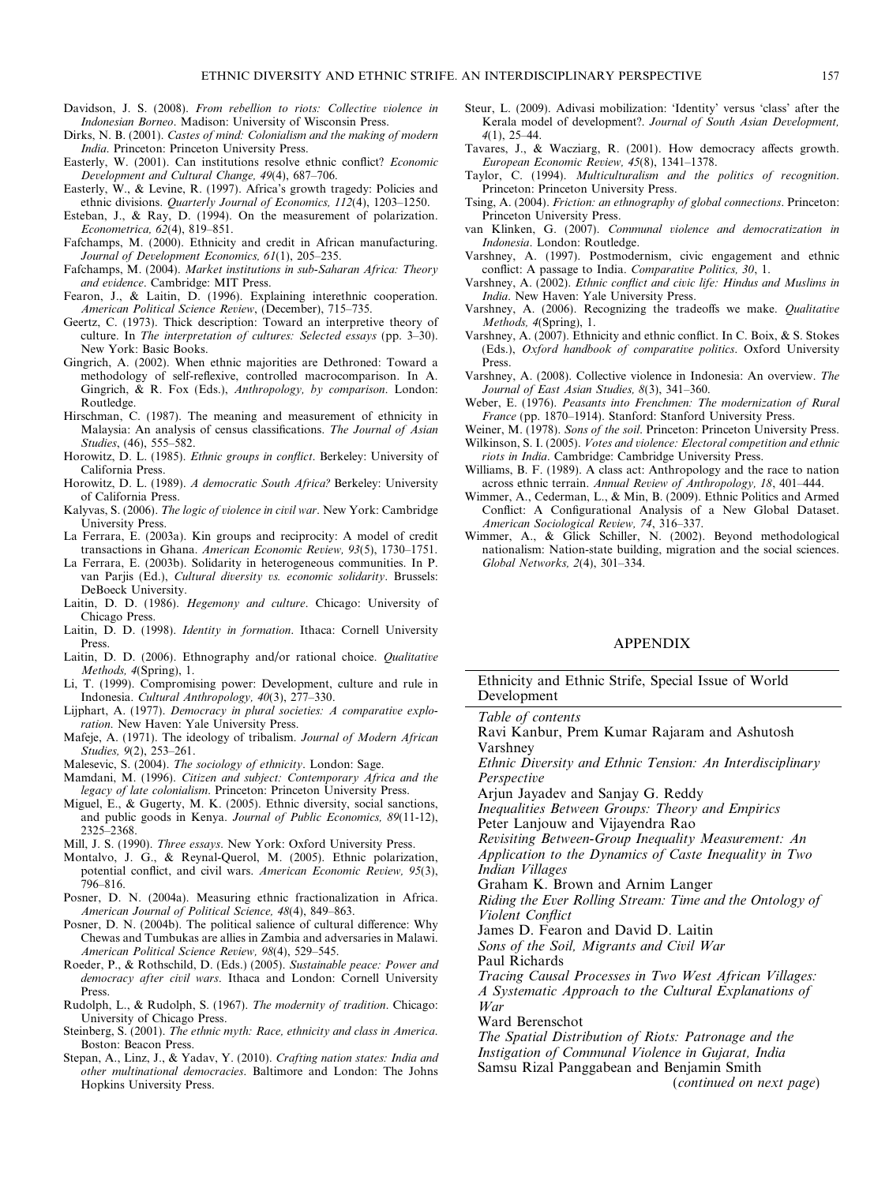Davidson, J. S. (2008). *From rebellion to riots: Collective violence in Indonesian Borneo*. Madison: University of Wisconsin Press.

Dirks, N. B. (2001). *Castes of mind: Colonialism and the making of modern India*. Princeton: Princeton University Press.

Easterly, W. (2001). Can institutions resolve ethnic conflict? *Economic Development and Cultural Change, 49*(4), 687–706.

Easterly, W., & Levine, R. (1997). Africa's growth tragedy: Policies and ethnic divisions. *Quarterly Journal of Economics, 112*(4), 1203–1250.

Esteban, J., & Ray, D. (1994). On the measurement of polarization. *Econometrica, 62*(4), 819–851.

Fafchamps, M. (2000). Ethnicity and credit in African manufacturing. *Journal of Development Economics, 61*(1), 205–235.

Fafchamps, M. (2004). *Market institutions in sub-Saharan Africa: Theory and evidence*. Cambridge: MIT Press.

Fearon, J., & Laitin, D. (1996). Explaining interethnic cooperation. *American Political Science Review*, (December), 715–735.

Geertz, C. (1973). Thick description: Toward an interpretive theory of culture. In *The interpretation of cultures: Selected essays* (pp. 3–30). New York: Basic Books.

Gingrich, A. (2002). When ethnic majorities are Dethroned: Toward a methodology of self-reflexive, controlled macrocomparison. In A. Gingrich, & R. Fox (Eds.), *Anthropology, by comparison*. London: Routledge.

Hirschman, C. (1987). The meaning and measurement of ethnicity in Malaysia: An analysis of census classifications. *The Journal of Asian Studies*, (46), 555–582.

Horowitz, D. L. (1985). *Ethnic groups in conflict*. Berkeley: University of California Press.

Horowitz, D. L. (1989). *A democratic South Africa?* Berkeley: University of California Press.

Kalyvas, S. (2006). *The logic of violence in civil war*. New York: Cambridge University Press.

La Ferrara, E. (2003a). Kin groups and reciprocity: A model of credit transactions in Ghana. *American Economic Review, 93*(5), 1730–1751.

La Ferrara, E. (2003b). Solidarity in heterogeneous communities. In P. van Parjis (Ed.), *Cultural diversity vs. economic solidarity*. Brussels: DeBoeck University.

Laitin, D. D. (1986). *Hegemony and culture*. Chicago: University of Chicago Press.

Laitin, D. D. (1998). *Identity in formation*. Ithaca: Cornell University Press.

Laitin, D. D. (2006). Ethnography and/or rational choice. *Qualitative Methods, 4*(Spring), 1.

Li, T. (1999). Compromising power: Development, culture and rule in Indonesia. *Cultural Anthropology, 40*(3), 277–330.

Lijphart, A. (1977). *Democracy in plural societies: A comparative exploration*. New Haven: Yale University Press.

Mafeje, A. (1971). The ideology of tribalism. *Journal of Modern African Studies, 9*(2), 253–261.

Malesevic, S. (2004). *The sociology of ethnicity*. London: Sage.

Mamdani, M. (1996). *Citizen and subject: Contemporary Africa and the legacy of late colonialism*. Princeton: Princeton University Press.

Miguel, E., & Gugerty, M. K. (2005). Ethnic diversity, social sanctions, and public goods in Kenya. *Journal of Public Economics, 89*(11-12), 2325–2368.

Mill, J. S. (1990). *Three essays*. New York: Oxford University Press.

Montalvo, J. G., & Reynal-Querol, M. (2005). Ethnic polarization, potential conflict, and civil wars. *American Economic Review, 95*(3), 796–816.

Posner, D. N. (2004a). Measuring ethnic fractionalization in Africa. *American Journal of Political Science, 48*(4), 849–863.

Posner, D. N. (2004b). The political salience of cultural difference: Why Chewas and Tumbukas are allies in Zambia and adversaries in Malawi. *American Political Science Review, 98*(4), 529–545.

Roeder, P., & Rothschild, D. (Eds.) (2005). *Sustainable peace: Power and democracy after civil wars*. Ithaca and London: Cornell University Press.

Rudolph, L., & Rudolph, S. (1967). *The modernity of tradition*. Chicago: University of Chicago Press.

Steinberg, S. (2001). *The ethnic myth: Race, ethnicity and class in America*. Boston: Beacon Press.

Stepan, A., Linz, J., & Yadav, Y. (2010). *Crafting nation states: India and other multinational democracies*. Baltimore and London: The Johns Hopkins University Press.

Steur, L. (2009). Adivasi mobilization: 'Identity' versus 'class' after the Kerala model of development?. *Journal of South Asian Development, 4*(1), 25–44.

Tavares, J., & Wacziarg, R. (2001). How democracy affects growth. *European Economic Review, 45*(8), 1341–1378.

Taylor, C. (1994). *Multiculturalism and the politics of recognition*. Princeton: Princeton University Press.

Tsing, A. (2004). *Friction: an ethnography of global connections*. Princeton: Princeton University Press.

van Klinken, G. (2007). *Communal violence and democratization in Indonesia*. London: Routledge.

Varshney, A. (1997). Postmodernism, civic engagement and ethnic conflict: A passage to India. *Comparative Politics, 30*, 1.

Varshney, A. (2002). *Ethnic conflict and civic life: Hindus and Muslims in India*. New Haven: Yale University Press.

Varshney, A. (2006). Recognizing the tradeoffs we make. *Qualitative Methods, 4*(Spring), 1.

Varshney, A. (2007). Ethnicity and ethnic conflict. In C. Boix, & S. Stokes (Eds.), *Oxford handbook of comparative politics*. Oxford University Press.

Varshney, A. (2008). Collective violence in Indonesia: An overview. *The Journal of East Asian Studies, 8*(3), 341–360.

Weber, E. (1976). *Peasants into Frenchmen: The modernization of Rural France* (pp. 1870–1914). Stanford: Stanford University Press.

Weiner, M. (1978). *Sons of the soil*. Princeton: Princeton University Press.

Wilkinson, S. I. (2005). *Votes and violence: Electoral competition and ethnic riots in India*. Cambridge: Cambridge University Press.

Williams, B. F. (1989). A class act: Anthropology and the race to nation across ethnic terrain. *Annual Review of Anthropology, 18*, 401–444.

Wimmer, A., Cederman, L., & Min, B. (2009). Ethnic Politics and Armed Conflict: A Configurational Analysis of a New Global Dataset. *American Sociological Review, 74*, 316–337.

Wimmer, A., & Glick Schiller, N. (2002). Beyond methodological nationalism: Nation-state building, migration and the social sciences. *Global Networks, 2*(4), 301–334.

## APPENDIX

| Ethnicity and Ethnic Strife, Special Issue of World Development |
|---|
| *Table of contents* |
| Ravi Kanbur, Prem Kumar Rajaram and Ashutosh Varshney |
| *Ethnic Diversity and Ethnic Tension: An Interdisciplinary Perspective* |
| Arjun Jayadev and Sanjay G. Reddy |
| *Inequalities Between Groups: Theory and Empirics* |
| Peter Lanjouw and Vijayendra Rao |
| *Revisiting Between-Group Inequality Measurement: An Application to the Dynamics of Caste Inequality in Two Indian Villages* |
| Graham K. Brown and Arnim Langer |
| *Riding the Ever Rolling Stream: Time and the Ontology of Violent Conflict* |
| James D. Fearon and David D. Laitin |
| *Sons of the Soil, Migrants and Civil War* |
| Paul Richards |
| *Tracing Causal Processes in Two West African Villages: A Systematic Approach to the Cultural Explanations of War* |
| Ward Berenschot |
| *The Spatial Distribution of Riots: Patronage and the Instigation of Communal Violence in Gujarat, India* |
| Samsu Rizal Panggabean and Benjamin Smith |

(*continued on next page*)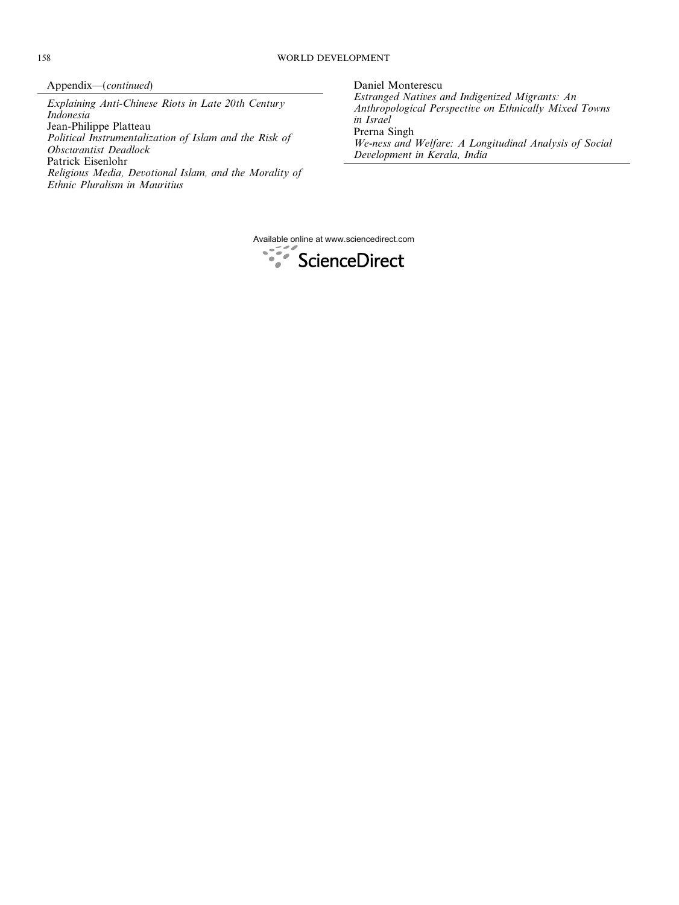Appendix—(*continued*)

*Explaining Anti-Chinese Riots in Late 20th Century Indonesia*
Jean-Philippe Platteau
*Political Instrumentalization of Islam and the Risk of Obscurantist Deadlock*
Patrick Eisenlohr
*Religious Media, Devotional Islam, and the Morality of Ethnic Pluralism in Mauritius*
Daniel Monterescu
*Estranged Natives and Indigenized Migrants: An Anthropological Perspective on Ethnically Mixed Towns in Israel*
Prerna Singh
*We-ness and Welfare: A Longitudinal Analysis of Social Development in Kerala, India*

Available online at www.sciencedirect.com
ScienceDirect